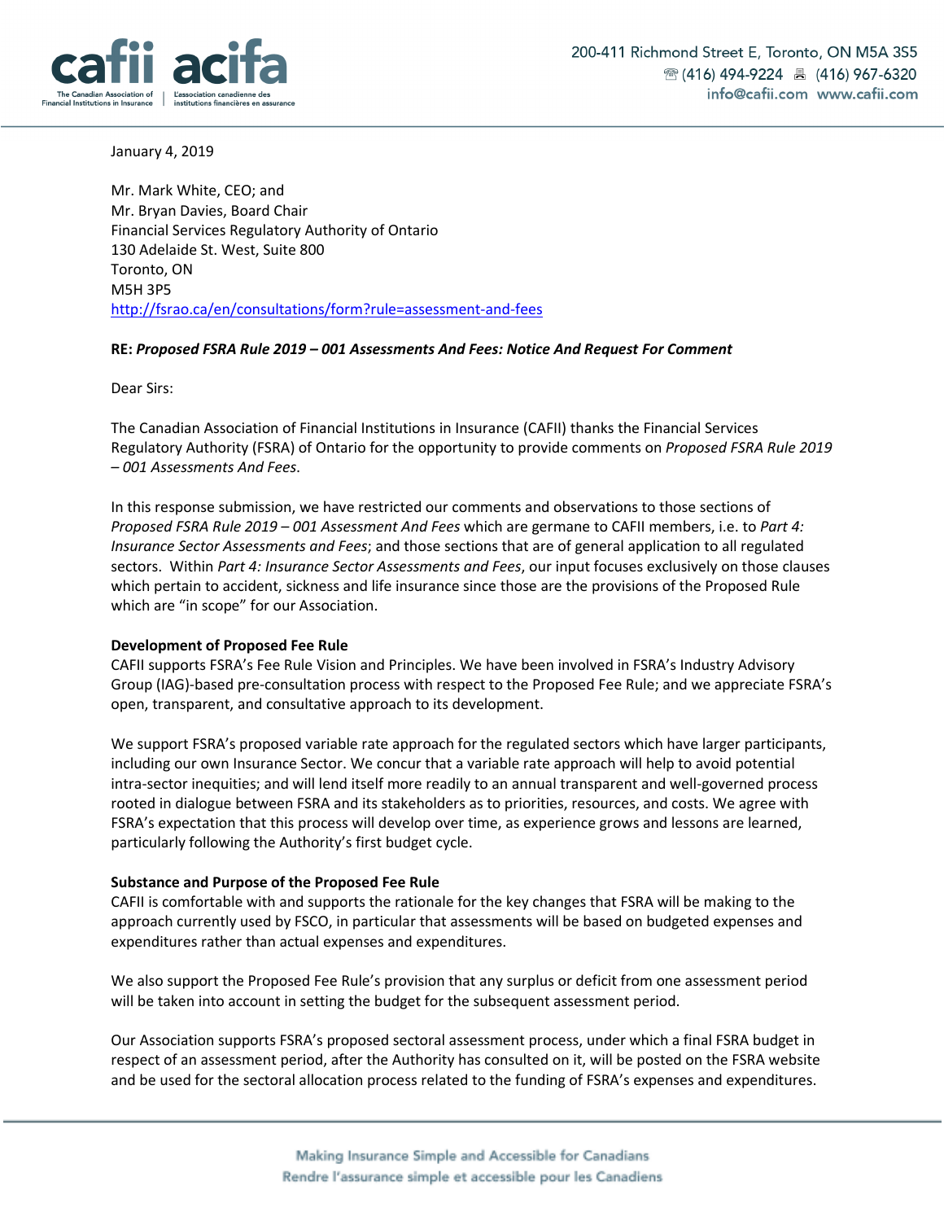January 4, 2019

Mr. Mark White, CEO; and
Mr. Bryan Davies, Board Chair
Financial Services Regulatory Authority of Ontario
130 Adelaide St. West, Suite 800
Toronto, ON
M5H 3P5
http://fsrao.ca/en/consultations/form?rule=assessment-and-fees

**RE:** ***Proposed FSRA Rule 2019 – 001 Assessments And Fees: Notice And Request For Comment***

Dear Sirs:

The Canadian Association of Financial Institutions in Insurance (CAFII) thanks the Financial Services Regulatory Authority (FSRA) of Ontario for the opportunity to provide comments on *Proposed FSRA Rule 2019 – 001 Assessments And Fees*.

In this response submission, we have restricted our comments and observations to those sections of *Proposed FSRA Rule 2019 – 001 Assessment And Fees* which are germane to CAFII members, i.e. to *Part 4: Insurance Sector Assessments and Fees*; and those sections that are of general application to all regulated sectors. Within *Part 4: Insurance Sector Assessments and Fees*, our input focuses exclusively on those clauses which pertain to accident, sickness and life insurance since those are the provisions of the Proposed Rule which are "in scope" for our Association.

**Development of Proposed Fee Rule**

CAFII supports FSRA's Fee Rule Vision and Principles. We have been involved in FSRA's Industry Advisory Group (IAG)-based pre-consultation process with respect to the Proposed Fee Rule; and we appreciate FSRA's open, transparent, and consultative approach to its development.

We support FSRA's proposed variable rate approach for the regulated sectors which have larger participants, including our own Insurance Sector. We concur that a variable rate approach will help to avoid potential intra-sector inequities; and will lend itself more readily to an annual transparent and well-governed process rooted in dialogue between FSRA and its stakeholders as to priorities, resources, and costs. We agree with FSRA's expectation that this process will develop over time, as experience grows and lessons are learned, particularly following the Authority's first budget cycle.

**Substance and Purpose of the Proposed Fee Rule**

CAFII is comfortable with and supports the rationale for the key changes that FSRA will be making to the approach currently used by FSCO, in particular that assessments will be based on budgeted expenses and expenditures rather than actual expenses and expenditures.

We also support the Proposed Fee Rule's provision that any surplus or deficit from one assessment period will be taken into account in setting the budget for the subsequent assessment period.

Our Association supports FSRA's proposed sectoral assessment process, under which a final FSRA budget in respect of an assessment period, after the Authority has consulted on it, will be posted on the FSRA website and be used for the sectoral allocation process related to the funding of FSRA's expenses and expenditures.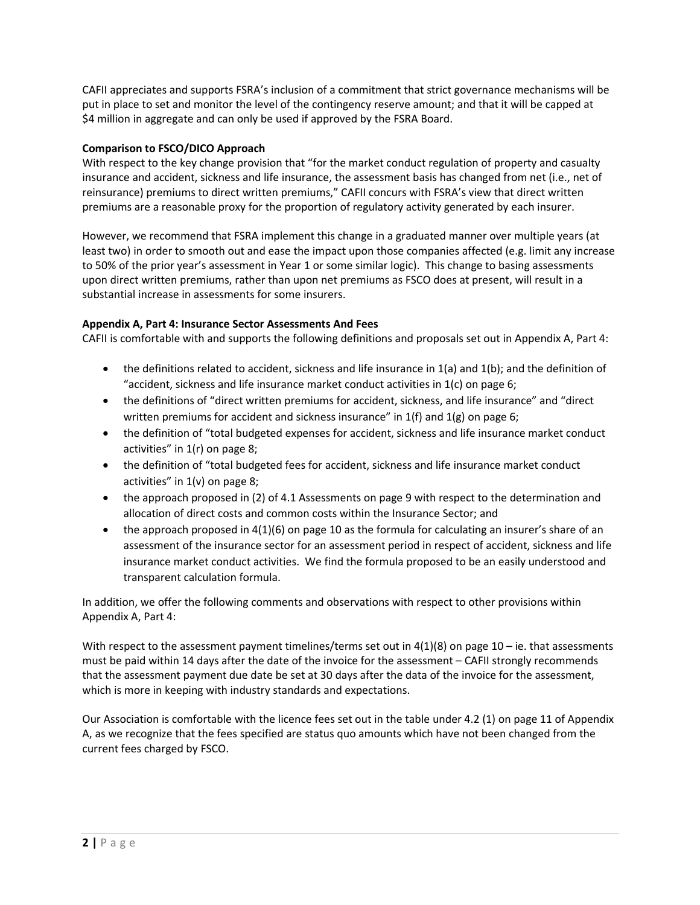CAFII appreciates and supports FSRA's inclusion of a commitment that strict governance mechanisms will be put in place to set and monitor the level of the contingency reserve amount; and that it will be capped at $4 million in aggregate and can only be used if approved by the FSRA Board.

**Comparison to FSCO/DICO Approach**

With respect to the key change provision that "for the market conduct regulation of property and casualty insurance and accident, sickness and life insurance, the assessment basis has changed from net (i.e., net of reinsurance) premiums to direct written premiums," CAFII concurs with FSRA's view that direct written premiums are a reasonable proxy for the proportion of regulatory activity generated by each insurer.

However, we recommend that FSRA implement this change in a graduated manner over multiple years (at least two) in order to smooth out and ease the impact upon those companies affected (e.g. limit any increase to 50% of the prior year's assessment in Year 1 or some similar logic). This change to basing assessments upon direct written premiums, rather than upon net premiums as FSCO does at present, will result in a substantial increase in assessments for some insurers.

**Appendix A, Part 4: Insurance Sector Assessments And Fees**

CAFII is comfortable with and supports the following definitions and proposals set out in Appendix A, Part 4:

- the definitions related to accident, sickness and life insurance in 1(a) and 1(b); and the definition of "accident, sickness and life insurance market conduct activities in 1(c) on page 6;
- the definitions of "direct written premiums for accident, sickness, and life insurance" and "direct written premiums for accident and sickness insurance" in 1(f) and 1(g) on page 6;
- the definition of "total budgeted expenses for accident, sickness and life insurance market conduct activities" in 1(r) on page 8;
- the definition of "total budgeted fees for accident, sickness and life insurance market conduct activities" in 1(v) on page 8;
- the approach proposed in (2) of 4.1 Assessments on page 9 with respect to the determination and allocation of direct costs and common costs within the Insurance Sector; and
- the approach proposed in 4(1)(6) on page 10 as the formula for calculating an insurer's share of an assessment of the insurance sector for an assessment period in respect of accident, sickness and life insurance market conduct activities. We find the formula proposed to be an easily understood and transparent calculation formula.

In addition, we offer the following comments and observations with respect to other provisions within Appendix A, Part 4:

With respect to the assessment payment timelines/terms set out in 4(1)(8) on page 10 – ie. that assessments must be paid within 14 days after the date of the invoice for the assessment – CAFII strongly recommends that the assessment payment due date be set at 30 days after the data of the invoice for the assessment, which is more in keeping with industry standards and expectations.

Our Association is comfortable with the licence fees set out in the table under 4.2 (1) on page 11 of Appendix A, as we recognize that the fees specified are status quo amounts which have not been changed from the current fees charged by FSCO.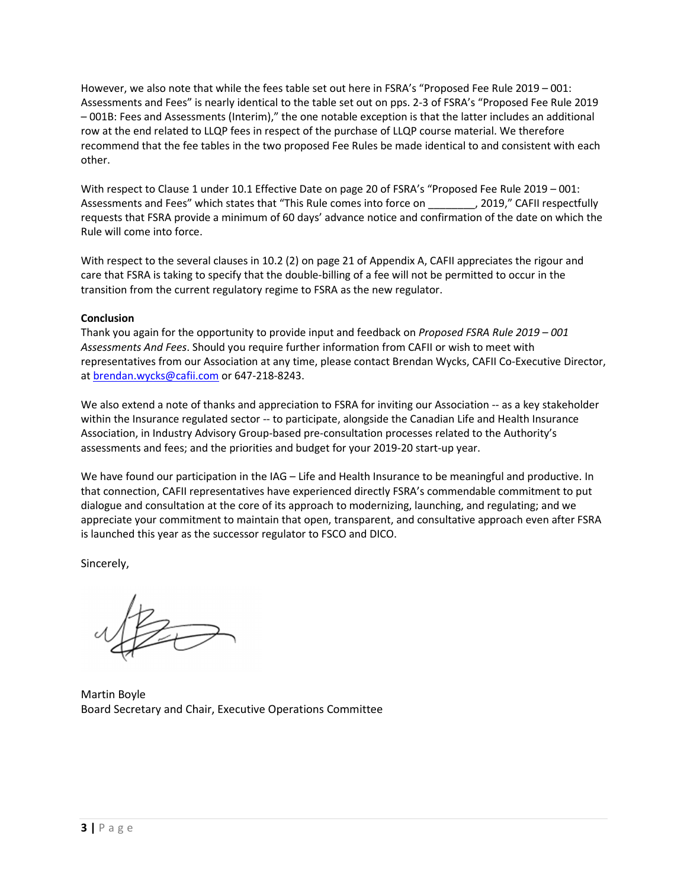However, we also note that while the fees table set out here in FSRA's "Proposed Fee Rule 2019 – 001: Assessments and Fees" is nearly identical to the table set out on pps. 2-3 of FSRA's "Proposed Fee Rule 2019 – 001B: Fees and Assessments (Interim)," the one notable exception is that the latter includes an additional row at the end related to LLQP fees in respect of the purchase of LLQP course material. We therefore recommend that the fee tables in the two proposed Fee Rules be made identical to and consistent with each other.

With respect to Clause 1 under 10.1 Effective Date on page 20 of FSRA's "Proposed Fee Rule 2019 – 001: Assessments and Fees" which states that "This Rule comes into force on ________, 2019," CAFII respectfully requests that FSRA provide a minimum of 60 days' advance notice and confirmation of the date on which the Rule will come into force.

With respect to the several clauses in 10.2 (2) on page 21 of Appendix A, CAFII appreciates the rigour and care that FSRA is taking to specify that the double-billing of a fee will not be permitted to occur in the transition from the current regulatory regime to FSRA as the new regulator.

**Conclusion**

Thank you again for the opportunity to provide input and feedback on *Proposed FSRA Rule 2019 – 001 Assessments And Fees*. Should you require further information from CAFII or wish to meet with representatives from our Association at any time, please contact Brendan Wycks, CAFII Co-Executive Director, at brendan.wycks@cafii.com or 647-218-8243.

We also extend a note of thanks and appreciation to FSRA for inviting our Association -- as a key stakeholder within the Insurance regulated sector -- to participate, alongside the Canadian Life and Health Insurance Association, in Industry Advisory Group-based pre-consultation processes related to the Authority's assessments and fees; and the priorities and budget for your 2019-20 start-up year.

We have found our participation in the IAG – Life and Health Insurance to be meaningful and productive. In that connection, CAFII representatives have experienced directly FSRA's commendable commitment to put dialogue and consultation at the core of its approach to modernizing, launching, and regulating; and we appreciate your commitment to maintain that open, transparent, and consultative approach even after FSRA is launched this year as the successor regulator to FSCO and DICO.

Sincerely,

Martin Boyle
Board Secretary and Chair, Executive Operations Committee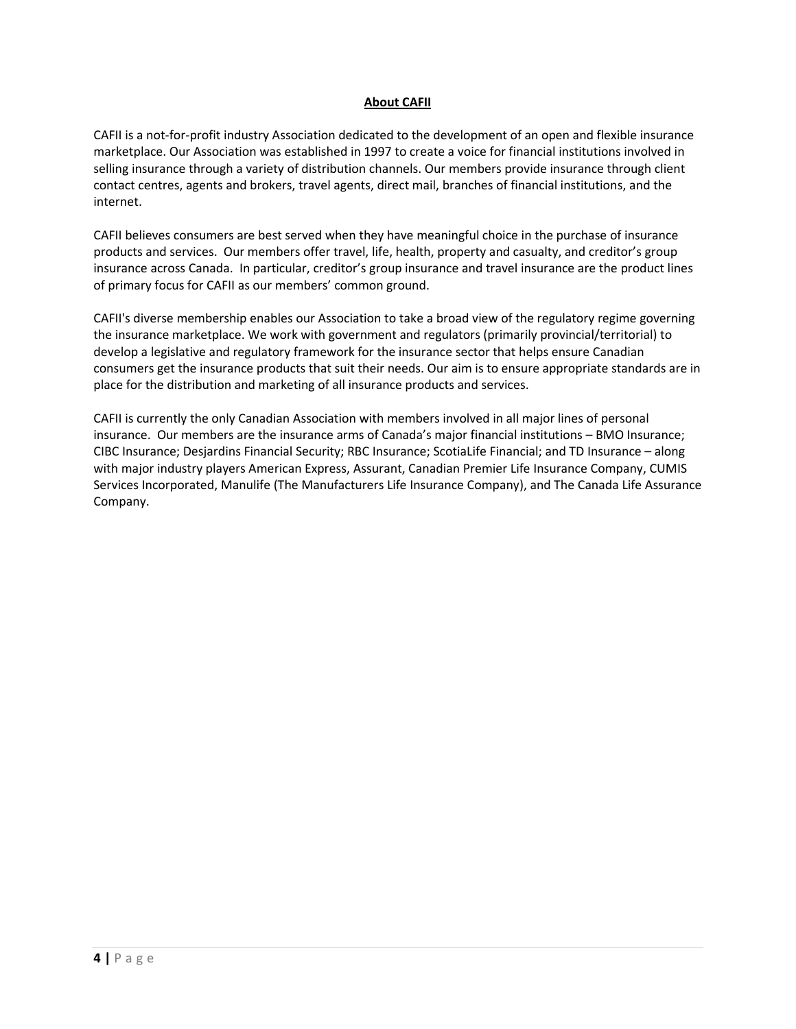## About CAFII

CAFII is a not-for-profit industry Association dedicated to the development of an open and flexible insurance marketplace. Our Association was established in 1997 to create a voice for financial institutions involved in selling insurance through a variety of distribution channels. Our members provide insurance through client contact centres, agents and brokers, travel agents, direct mail, branches of financial institutions, and the internet.

CAFII believes consumers are best served when they have meaningful choice in the purchase of insurance products and services. Our members offer travel, life, health, property and casualty, and creditor's group insurance across Canada. In particular, creditor's group insurance and travel insurance are the product lines of primary focus for CAFII as our members' common ground.

CAFII's diverse membership enables our Association to take a broad view of the regulatory regime governing the insurance marketplace. We work with government and regulators (primarily provincial/territorial) to develop a legislative and regulatory framework for the insurance sector that helps ensure Canadian consumers get the insurance products that suit their needs. Our aim is to ensure appropriate standards are in place for the distribution and marketing of all insurance products and services.

CAFII is currently the only Canadian Association with members involved in all major lines of personal insurance. Our members are the insurance arms of Canada's major financial institutions – BMO Insurance; CIBC Insurance; Desjardins Financial Security; RBC Insurance; ScotiaLife Financial; and TD Insurance – along with major industry players American Express, Assurant, Canadian Premier Life Insurance Company, CUMIS Services Incorporated, Manulife (The Manufacturers Life Insurance Company), and The Canada Life Assurance Company.